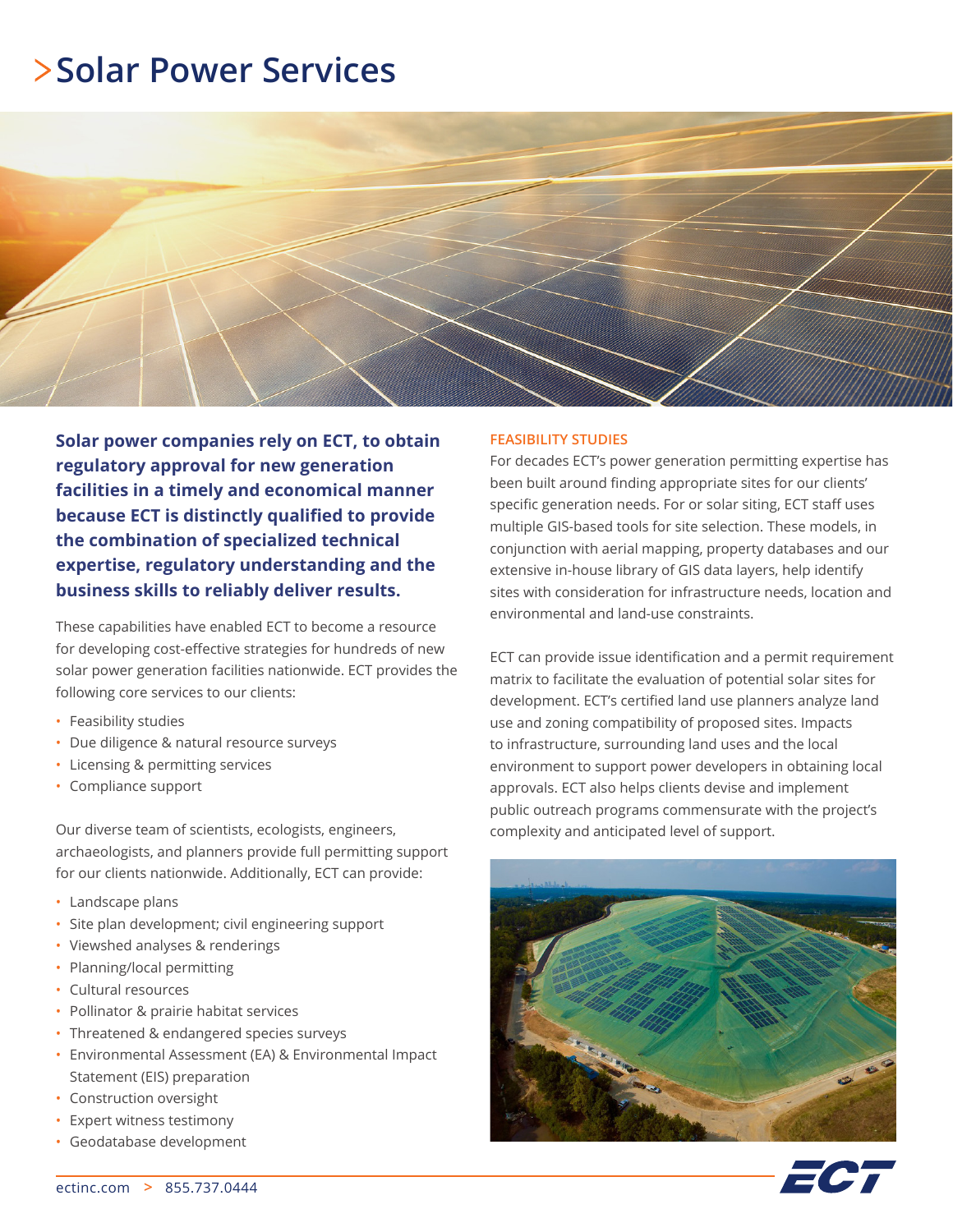# >Solar Power Services

**Solar power companies rely on ECT, to obtain regulatory approval for new generation facilities in a timely and economical manner because ECT is distinctly qualified to provide the combination of specialized technical expertise, regulatory understanding and the business skills to reliably deliver results.**

These capabilities have enabled ECT to become a resource for developing cost-effective strategies for hundreds of new solar power generation facilities nationwide. ECT provides the following core services to our clients:

- Feasibility studies
- Due diligence & natural resource surveys
- Licensing & permitting services
- Compliance support

Our diverse team of scientists, ecologists, engineers, archaeologists, and planners provide full permitting support for our clients nationwide. Additionally, ECT can provide:

- Landscape plans
- Site plan development; civil engineering support
- Viewshed analyses & renderings
- Planning/local permitting
- Cultural resources
- Pollinator & prairie habitat services
- Threatened & endangered species surveys
- Environmental Assessment (EA) & Environmental Impact Statement (EIS) preparation
- Construction oversight
- Expert witness testimony
- Geodatabase development

## FEASIBILITY STUDIES

For decades ECT's power generation permitting expertise has been built around finding appropriate sites for our clients' specific generation needs. For or solar siting, ECT staff uses multiple GIS-based tools for site selection. These models, in conjunction with aerial mapping, property databases and our extensive in-house library of GIS data layers, help identify sites with consideration for infrastructure needs, location and environmental and land-use constraints.

ECT can provide issue identification and a permit requirement matrix to facilitate the evaluation of potential solar sites for development. ECT's certified land use planners analyze land use and zoning compatibility of proposed sites. Impacts to infrastructure, surrounding land uses and the local environment to support power developers in obtaining local approvals. ECT also helps clients devise and implement public outreach programs commensurate with the project's complexity and anticipated level of support.

ectinc.com > 855.737.0444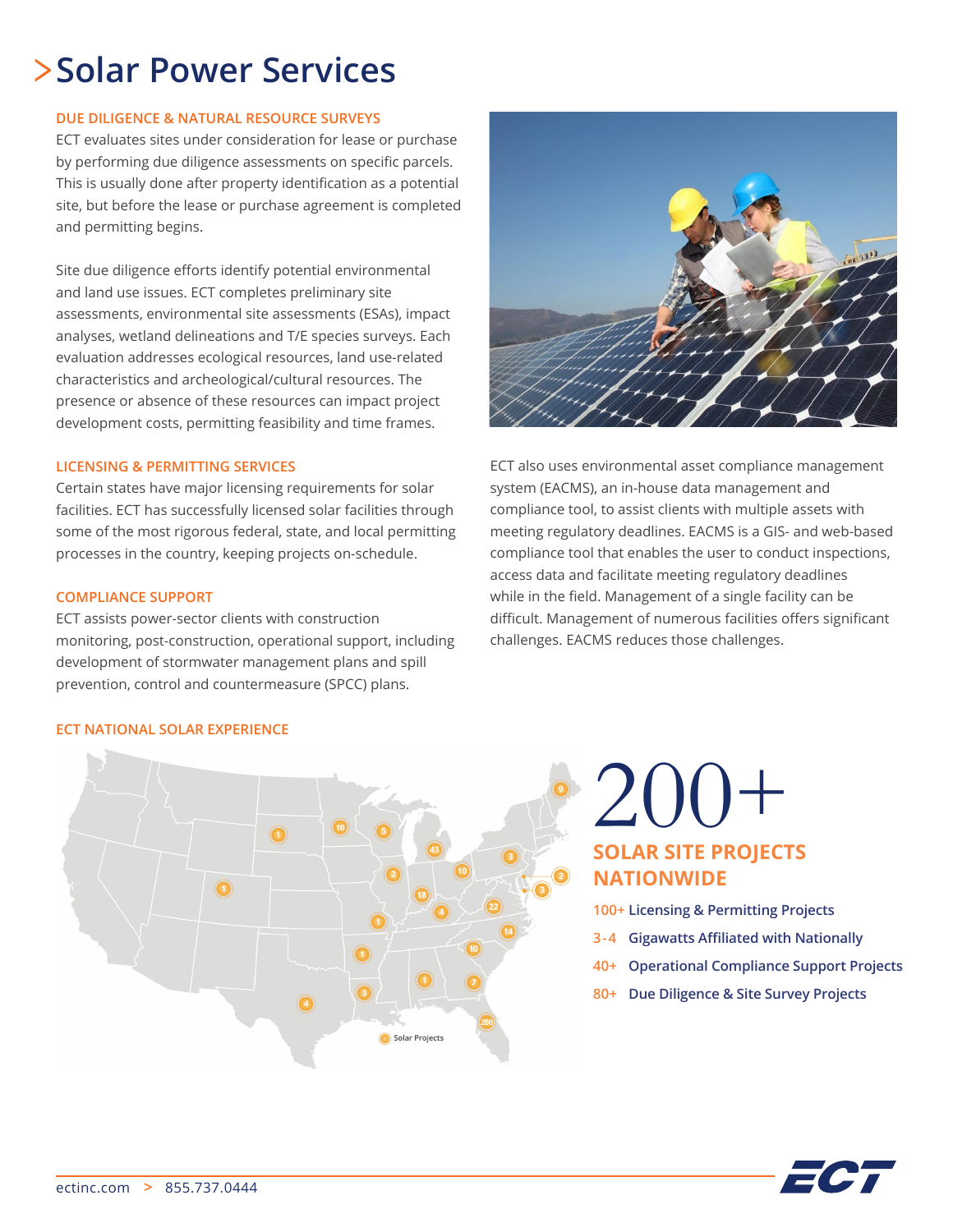# >Solar Power Services

### DUE DILIGENCE & NATURAL RESOURCE SURVEYS

ECT evaluates sites under consideration for lease or purchase by performing due diligence assessments on specific parcels. This is usually done after property identification as a potential site, but before the lease or purchase agreement is completed and permitting begins.

Site due diligence efforts identify potential environmental and land use issues. ECT completes preliminary site assessments, environmental site assessments (ESAs), impact analyses, wetland delineations and T/E species surveys. Each evaluation addresses ecological resources, land use-related characteristics and archeological/cultural resources. The presence or absence of these resources can impact project development costs, permitting feasibility and time frames.

### LICENSING & PERMITTING SERVICES

Certain states have major licensing requirements for solar facilities. ECT has successfully licensed solar facilities through some of the most rigorous federal, state, and local permitting processes in the country, keeping projects on-schedule.

### COMPLIANCE SUPPORT

ECT assists power-sector clients with construction monitoring, post-construction, operational support, including development of stormwater management plans and spill prevention, control and countermeasure (SPCC) plans.

ECT also uses environmental asset compliance management system (EACMS), an in-house data management and compliance tool, to assist clients with multiple assets with meeting regulatory deadlines. EACMS is a GIS- and web-based compliance tool that enables the user to conduct inspections, access data and facilitate meeting regulatory deadlines while in the field. Management of a single facility can be difficult. Management of numerous facilities offers significant challenges. EACMS reduces those challenges.

### ECT NATIONAL SOLAR EXPERIENCE

9
1
10
5
43
2
10
3
2
3
1
18
4
22
1
14
1
10
4
3
1
7
200
Solar Projects

# 200+

## SOLAR SITE PROJECTS NATIONWIDE

- 100+ Licensing & Permitting Projects
- 3-4 Gigawatts Affiliated with Nationally
- 40+ Operational Compliance Support Projects
- 80+ Due Diligence & Site Survey Projects

ectinc.com > 855.737.0444

ECT